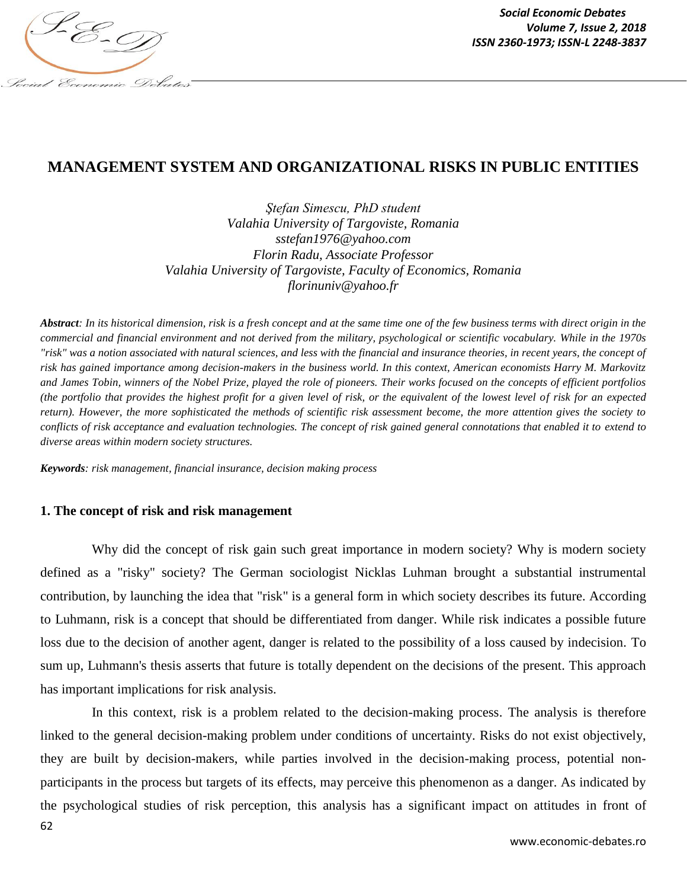# MANAGEMENT SYSTEM AND ORGANIZATIONAL RISKS IN PUBLIC ENTITIES

*Ştefan Simescu, PhD student*
*Valahia University of Targoviste, Romania*
*sstefan1976@yahoo.com*
*Florin Radu, Associate Professor*
*Valahia University of Targoviste, Faculty of Economics, Romania*
*florinuniv@yahoo.fr*

***Abstract**: In its historical dimension, risk is a fresh concept and at the same time one of the few business terms with direct origin in the commercial and financial environment and not derived from the military, psychological or scientific vocabulary. While in the 1970s "risk" was a notion associated with natural sciences, and less with the financial and insurance theories, in recent years, the concept of risk has gained importance among decision-makers in the business world. In this context, American economists Harry M. Markovitz and James Tobin, winners of the Nobel Prize, played the role of pioneers. Their works focused on the concepts of efficient portfolios (the portfolio that provides the highest profit for a given level of risk, or the equivalent of the lowest level of risk for an expected return). However, the more sophisticated the methods of scientific risk assessment become, the more attention gives the society to conflicts of risk acceptance and evaluation technologies. The concept of risk gained general connotations that enabled it to extend to diverse areas within modern society structures.*

***Keywords**: risk management, financial insurance, decision making process*

## 1. The concept of risk and risk management

Why did the concept of risk gain such great importance in modern society? Why is modern society defined as a "risky" society? The German sociologist Nicklas Luhman brought a substantial instrumental contribution, by launching the idea that "risk" is a general form in which society describes its future. According to Luhmann, risk is a concept that should be differentiated from danger. While risk indicates a possible future loss due to the decision of another agent, danger is related to the possibility of a loss caused by indecision. To sum up, Luhmann's thesis asserts that future is totally dependent on the decisions of the present. This approach has important implications for risk analysis.

In this context, risk is a problem related to the decision-making process. The analysis is therefore linked to the general decision-making problem under conditions of uncertainty. Risks do not exist objectively, they are built by decision-makers, while parties involved in the decision-making process, potential non-participants in the process but targets of its effects, may perceive this phenomenon as a danger. As indicated by the psychological studies of risk perception, this analysis has a significant impact on attitudes in front of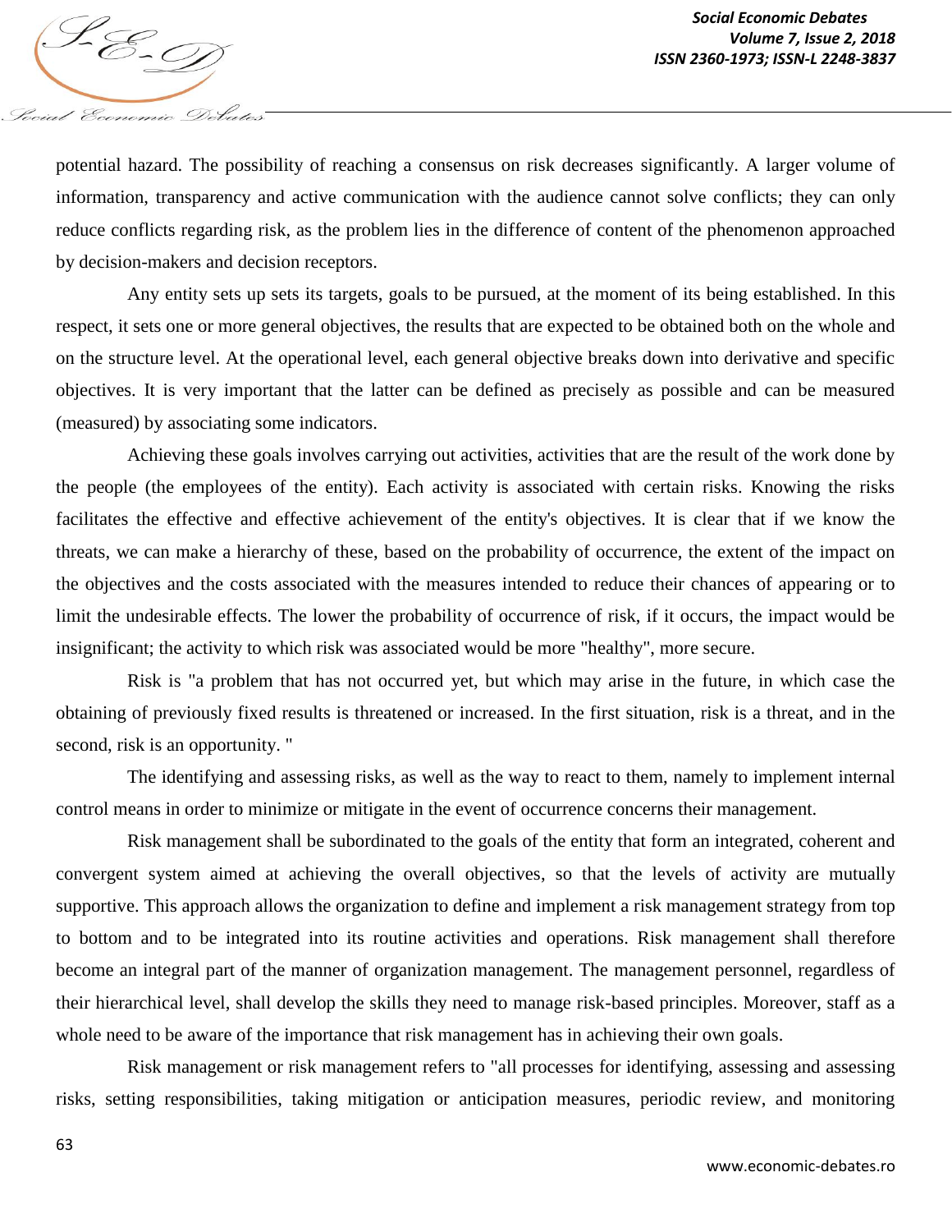potential hazard. The possibility of reaching a consensus on risk decreases significantly. A larger volume of information, transparency and active communication with the audience cannot solve conflicts; they can only reduce conflicts regarding risk, as the problem lies in the difference of content of the phenomenon approached by decision-makers and decision receptors.

Any entity sets up sets its targets, goals to be pursued, at the moment of its being established. In this respect, it sets one or more general objectives, the results that are expected to be obtained both on the whole and on the structure level. At the operational level, each general objective breaks down into derivative and specific objectives. It is very important that the latter can be defined as precisely as possible and can be measured (measured) by associating some indicators.

Achieving these goals involves carrying out activities, activities that are the result of the work done by the people (the employees of the entity). Each activity is associated with certain risks. Knowing the risks facilitates the effective and effective achievement of the entity's objectives. It is clear that if we know the threats, we can make a hierarchy of these, based on the probability of occurrence, the extent of the impact on the objectives and the costs associated with the measures intended to reduce their chances of appearing or to limit the undesirable effects. The lower the probability of occurrence of risk, if it occurs, the impact would be insignificant; the activity to which risk was associated would be more "healthy", more secure.

Risk is "a problem that has not occurred yet, but which may arise in the future, in which case the obtaining of previously fixed results is threatened or increased. In the first situation, risk is a threat, and in the second, risk is an opportunity. "

The identifying and assessing risks, as well as the way to react to them, namely to implement internal control means in order to minimize or mitigate in the event of occurrence concerns their management.

Risk management shall be subordinated to the goals of the entity that form an integrated, coherent and convergent system aimed at achieving the overall objectives, so that the levels of activity are mutually supportive. This approach allows the organization to define and implement a risk management strategy from top to bottom and to be integrated into its routine activities and operations. Risk management shall therefore become an integral part of the manner of organization management. The management personnel, regardless of their hierarchical level, shall develop the skills they need to manage risk-based principles. Moreover, staff as a whole need to be aware of the importance that risk management has in achieving their own goals.

Risk management or risk management refers to "all processes for identifying, assessing and assessing risks, setting responsibilities, taking mitigation or anticipation measures, periodic review, and monitoring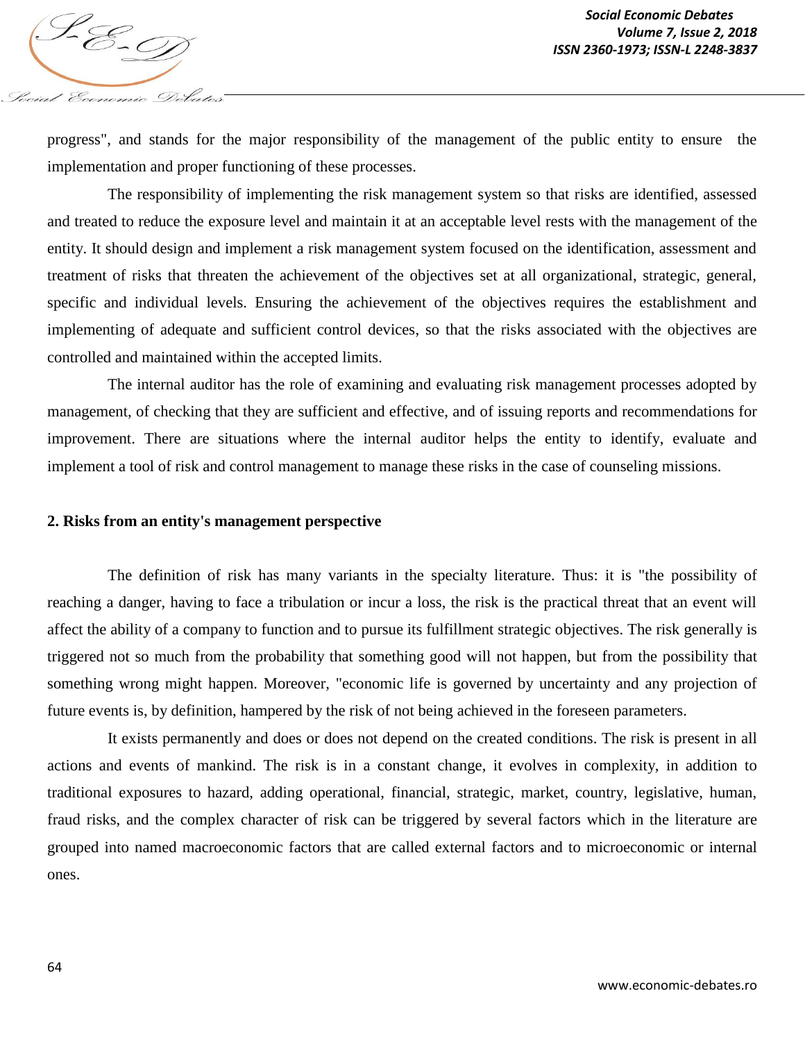progress", and stands for the major responsibility of the management of the public entity to ensure the implementation and proper functioning of these processes.

The responsibility of implementing the risk management system so that risks are identified, assessed and treated to reduce the exposure level and maintain it at an acceptable level rests with the management of the entity. It should design and implement a risk management system focused on the identification, assessment and treatment of risks that threaten the achievement of the objectives set at all organizational, strategic, general, specific and individual levels. Ensuring the achievement of the objectives requires the establishment and implementing of adequate and sufficient control devices, so that the risks associated with the objectives are controlled and maintained within the accepted limits.

The internal auditor has the role of examining and evaluating risk management processes adopted by management, of checking that they are sufficient and effective, and of issuing reports and recommendations for improvement. There are situations where the internal auditor helps the entity to identify, evaluate and implement a tool of risk and control management to manage these risks in the case of counseling missions.

## 2. Risks from an entity's management perspective

The definition of risk has many variants in the specialty literature. Thus: it is "the possibility of reaching a danger, having to face a tribulation or incur a loss, the risk is the practical threat that an event will affect the ability of a company to function and to pursue its fulfillment strategic objectives. The risk generally is triggered not so much from the probability that something good will not happen, but from the possibility that something wrong might happen. Moreover, "economic life is governed by uncertainty and any projection of future events is, by definition, hampered by the risk of not being achieved in the foreseen parameters.

It exists permanently and does or does not depend on the created conditions. The risk is present in all actions and events of mankind. The risk is in a constant change, it evolves in complexity, in addition to traditional exposures to hazard, adding operational, financial, strategic, market, country, legislative, human, fraud risks, and the complex character of risk can be triggered by several factors which in the literature are grouped into named macroeconomic factors that are called external factors and to microeconomic or internal ones.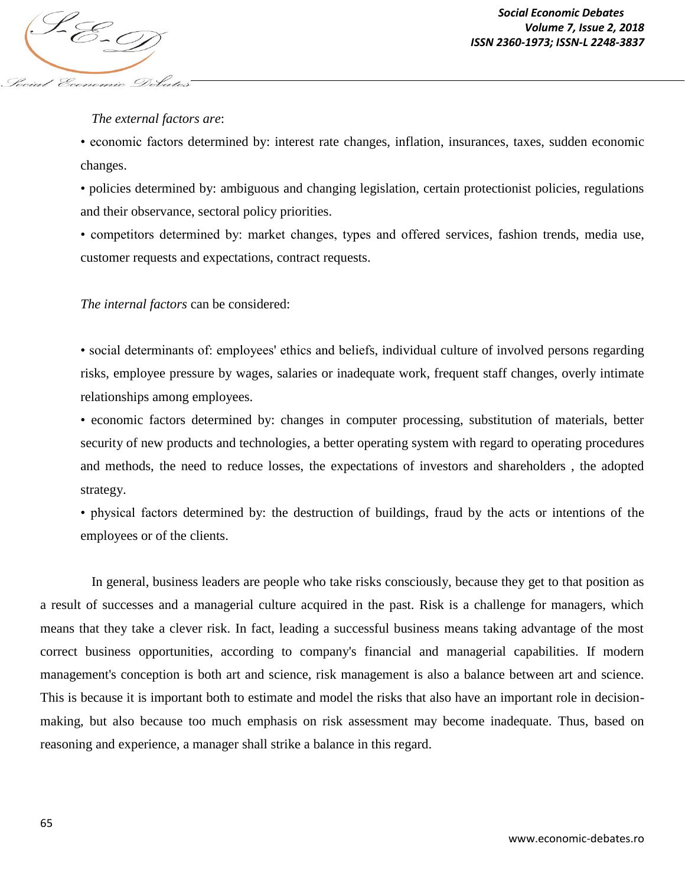*The external factors are*:

- economic factors determined by: interest rate changes, inflation, insurances, taxes, sudden economic changes.
- policies determined by: ambiguous and changing legislation, certain protectionist policies, regulations and their observance, sectoral policy priorities.
- competitors determined by: market changes, types and offered services, fashion trends, media use, customer requests and expectations, contract requests.

*The internal factors* can be considered:

- social determinants of: employees' ethics and beliefs, individual culture of involved persons regarding risks, employee pressure by wages, salaries or inadequate work, frequent staff changes, overly intimate relationships among employees.
- economic factors determined by: changes in computer processing, substitution of materials, better security of new products and technologies, a better operating system with regard to operating procedures and methods, the need to reduce losses, the expectations of investors and shareholders , the adopted strategy.
- physical factors determined by: the destruction of buildings, fraud by the acts or intentions of the employees or of the clients.

In general, business leaders are people who take risks consciously, because they get to that position as a result of successes and a managerial culture acquired in the past. Risk is a challenge for managers, which means that they take a clever risk. In fact, leading a successful business means taking advantage of the most correct business opportunities, according to company's financial and managerial capabilities. If modern management's conception is both art and science, risk management is also a balance between art and science. This is because it is important both to estimate and model the risks that also have an important role in decision-making, but also because too much emphasis on risk assessment may become inadequate. Thus, based on reasoning and experience, a manager shall strike a balance in this regard.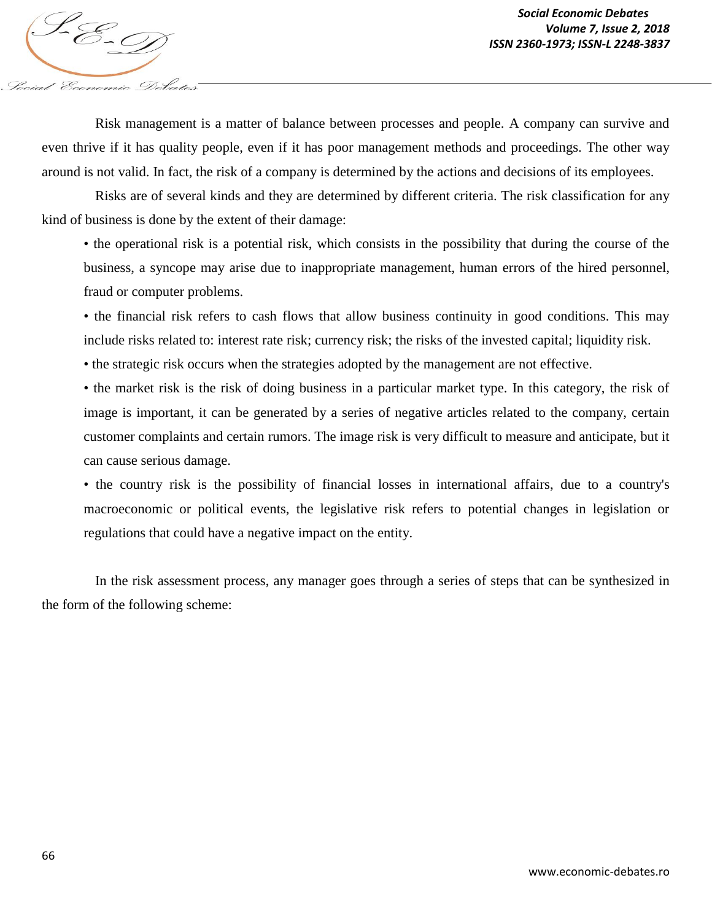Risk management is a matter of balance between processes and people. A company can survive and even thrive if it has quality people, even if it has poor management methods and proceedings. The other way around is not valid. In fact, the risk of a company is determined by the actions and decisions of its employees.

Risks are of several kinds and they are determined by different criteria. The risk classification for any kind of business is done by the extent of their damage:

- the operational risk is a potential risk, which consists in the possibility that during the course of the business, a syncope may arise due to inappropriate management, human errors of the hired personnel, fraud or computer problems.
- the financial risk refers to cash flows that allow business continuity in good conditions. This may include risks related to: interest rate risk; currency risk; the risks of the invested capital; liquidity risk.
- the strategic risk occurs when the strategies adopted by the management are not effective.
- the market risk is the risk of doing business in a particular market type. In this category, the risk of image is important, it can be generated by a series of negative articles related to the company, certain customer complaints and certain rumors. The image risk is very difficult to measure and anticipate, but it can cause serious damage.
- the country risk is the possibility of financial losses in international affairs, due to a country's macroeconomic or political events, the legislative risk refers to potential changes in legislation or regulations that could have a negative impact on the entity.

In the risk assessment process, any manager goes through a series of steps that can be synthesized in the form of the following scheme: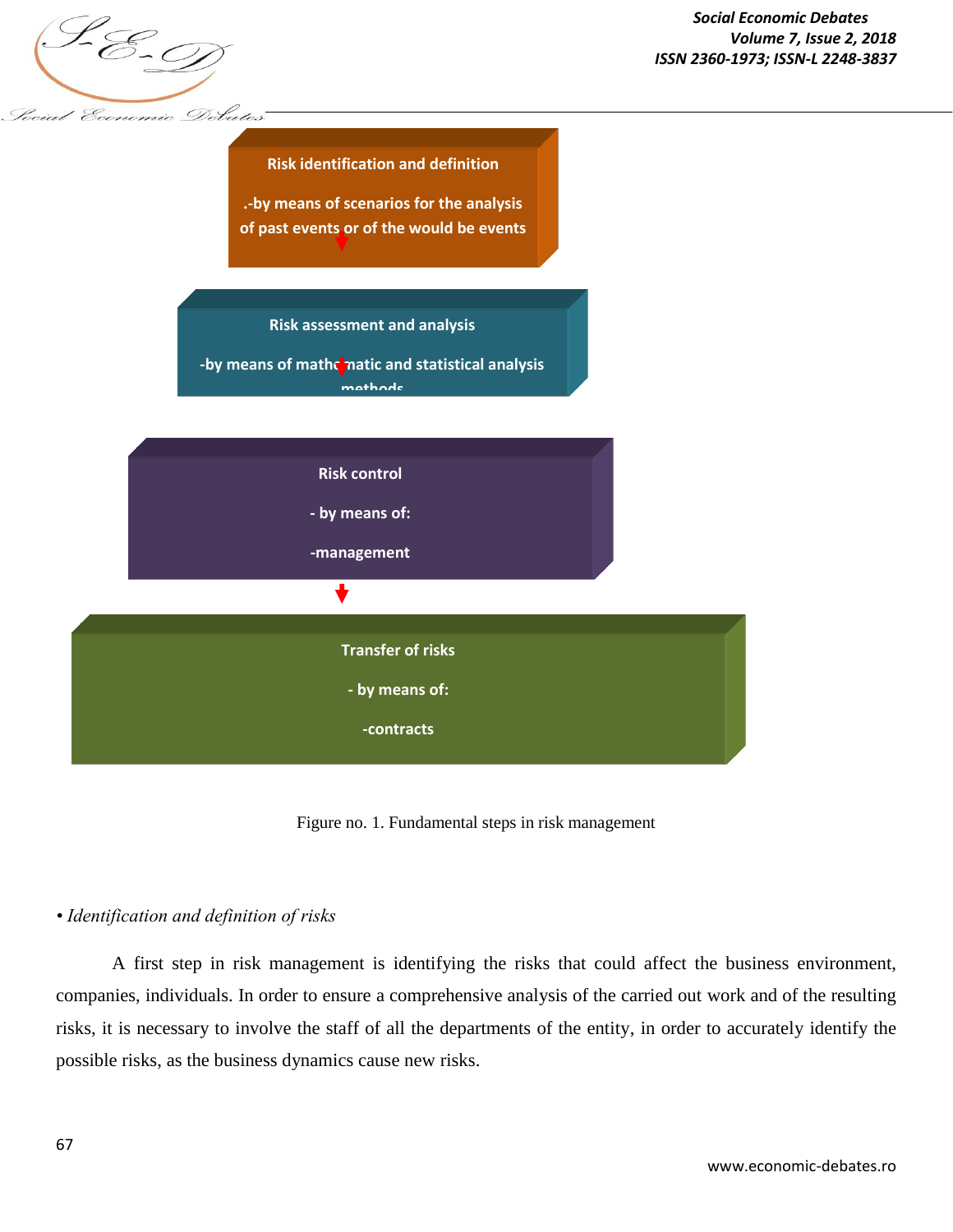Risk identification and definition

.-by means of scenarios for the analysis of past events or of the would be events

Risk assessment and analysis

-by means of mathematic and statistical analysis methods

Risk control

- by means of:

-management

Transfer of risks

- by means of:

-contracts

Figure no. 1. Fundamental steps in risk management

• *Identification and definition of risks*

A first step in risk management is identifying the risks that could affect the business environment, companies, individuals. In order to ensure a comprehensive analysis of the carried out work and of the resulting risks, it is necessary to involve the staff of all the departments of the entity, in order to accurately identify the possible risks, as the business dynamics cause new risks.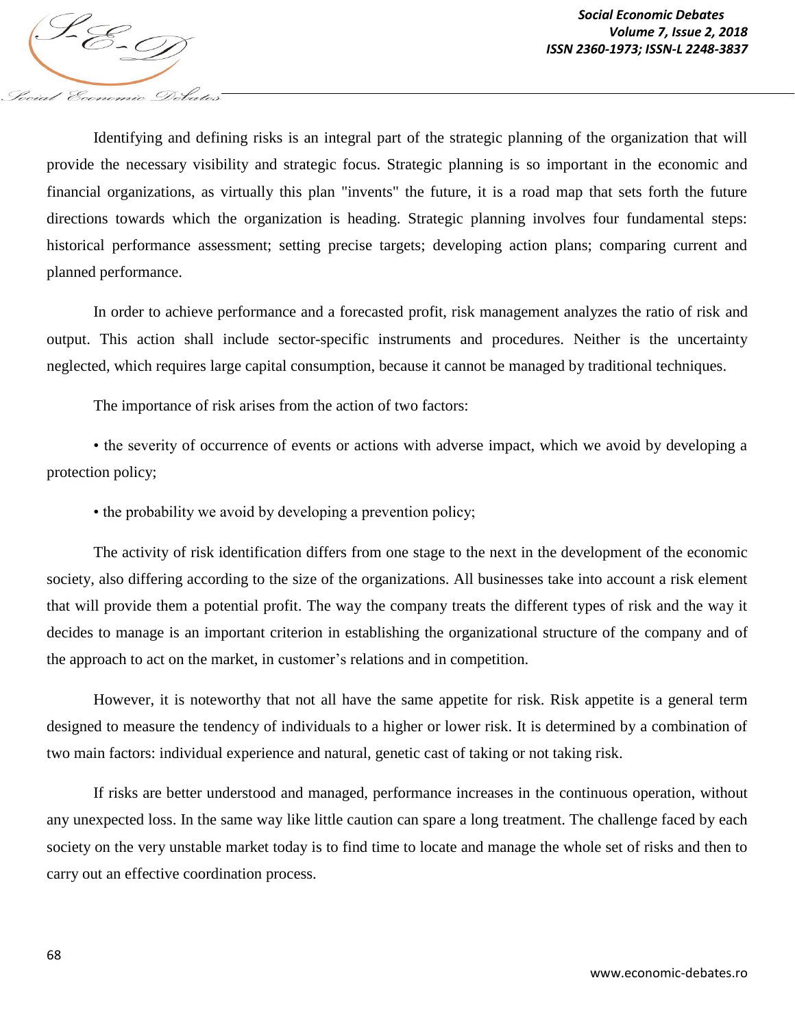Identifying and defining risks is an integral part of the strategic planning of the organization that will provide the necessary visibility and strategic focus. Strategic planning is so important in the economic and financial organizations, as virtually this plan "invents" the future, it is a road map that sets forth the future directions towards which the organization is heading. Strategic planning involves four fundamental steps: historical performance assessment; setting precise targets; developing action plans; comparing current and planned performance.

In order to achieve performance and a forecasted profit, risk management analyzes the ratio of risk and output. This action shall include sector-specific instruments and procedures. Neither is the uncertainty neglected, which requires large capital consumption, because it cannot be managed by traditional techniques.

The importance of risk arises from the action of two factors:

• the severity of occurrence of events or actions with adverse impact, which we avoid by developing a protection policy;

• the probability we avoid by developing a prevention policy;

The activity of risk identification differs from one stage to the next in the development of the economic society, also differing according to the size of the organizations. All businesses take into account a risk element that will provide them a potential profit. The way the company treats the different types of risk and the way it decides to manage is an important criterion in establishing the organizational structure of the company and of the approach to act on the market, in customer's relations and in competition.

However, it is noteworthy that not all have the same appetite for risk. Risk appetite is a general term designed to measure the tendency of individuals to a higher or lower risk. It is determined by a combination of two main factors: individual experience and natural, genetic cast of taking or not taking risk.

If risks are better understood and managed, performance increases in the continuous operation, without any unexpected loss. In the same way like little caution can spare a long treatment. The challenge faced by each society on the very unstable market today is to find time to locate and manage the whole set of risks and then to carry out an effective coordination process.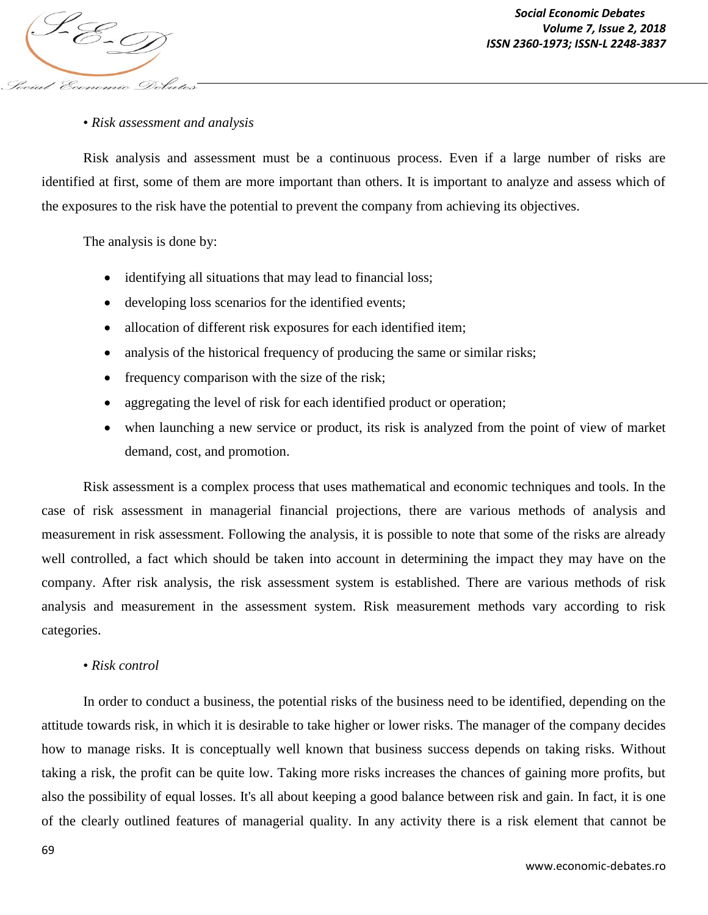• *Risk assessment and analysis*

Risk analysis and assessment must be a continuous process. Even if a large number of risks are identified at first, some of them are more important than others. It is important to analyze and assess which of the exposures to the risk have the potential to prevent the company from achieving its objectives.

The analysis is done by:

- identifying all situations that may lead to financial loss;
- developing loss scenarios for the identified events;
- allocation of different risk exposures for each identified item;
- analysis of the historical frequency of producing the same or similar risks;
- frequency comparison with the size of the risk;
- aggregating the level of risk for each identified product or operation;
- when launching a new service or product, its risk is analyzed from the point of view of market demand, cost, and promotion.

Risk assessment is a complex process that uses mathematical and economic techniques and tools. In the case of risk assessment in managerial financial projections, there are various methods of analysis and measurement in risk assessment. Following the analysis, it is possible to note that some of the risks are already well controlled, a fact which should be taken into account in determining the impact they may have on the company. After risk analysis, the risk assessment system is established. There are various methods of risk analysis and measurement in the assessment system. Risk measurement methods vary according to risk categories.

• *Risk control*

In order to conduct a business, the potential risks of the business need to be identified, depending on the attitude towards risk, in which it is desirable to take higher or lower risks. The manager of the company decides how to manage risks. It is conceptually well known that business success depends on taking risks. Without taking a risk, the profit can be quite low. Taking more risks increases the chances of gaining more profits, but also the possibility of equal losses. It's all about keeping a good balance between risk and gain. In fact, it is one of the clearly outlined features of managerial quality. In any activity there is a risk element that cannot be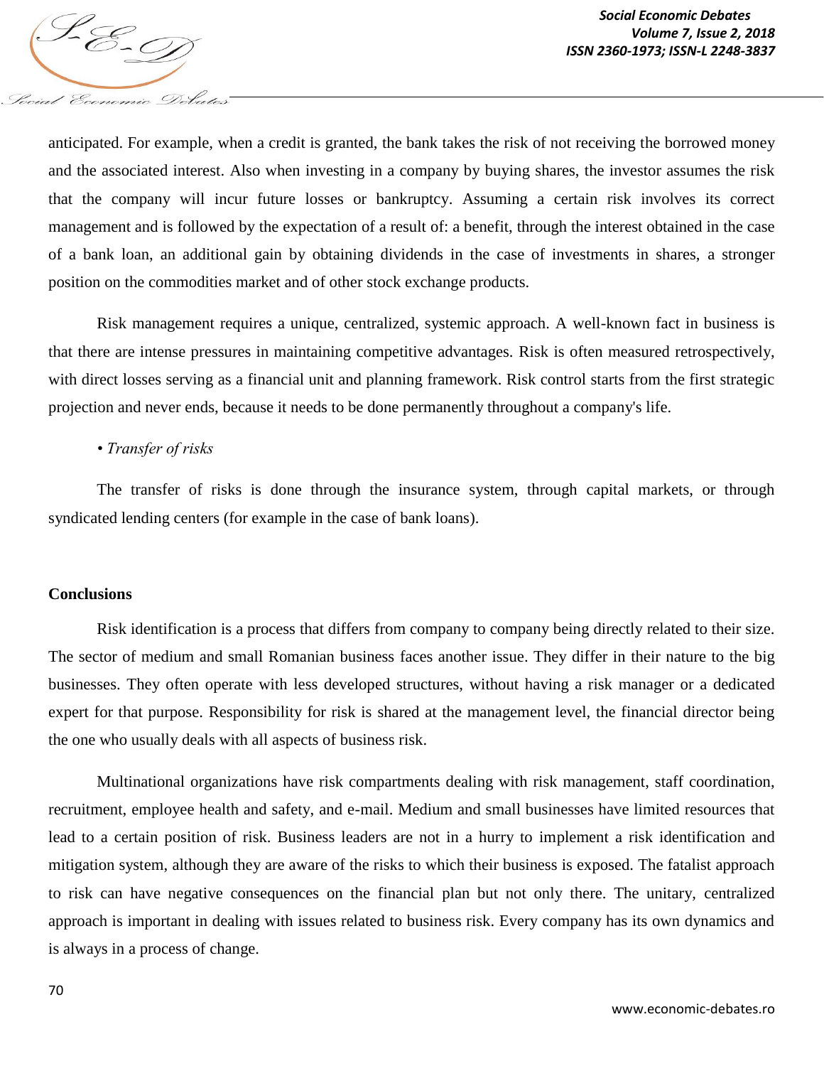anticipated. For example, when a credit is granted, the bank takes the risk of not receiving the borrowed money and the associated interest. Also when investing in a company by buying shares, the investor assumes the risk that the company will incur future losses or bankruptcy. Assuming a certain risk involves its correct management and is followed by the expectation of a result of: a benefit, through the interest obtained in the case of a bank loan, an additional gain by obtaining dividends in the case of investments in shares, a stronger position on the commodities market and of other stock exchange products.

Risk management requires a unique, centralized, systemic approach. A well-known fact in business is that there are intense pressures in maintaining competitive advantages. Risk is often measured retrospectively, with direct losses serving as a financial unit and planning framework. Risk control starts from the first strategic projection and never ends, because it needs to be done permanently throughout a company's life.

• *Transfer of risks*

The transfer of risks is done through the insurance system, through capital markets, or through syndicated lending centers (for example in the case of bank loans).

## Conclusions

Risk identification is a process that differs from company to company being directly related to their size. The sector of medium and small Romanian business faces another issue. They differ in their nature to the big businesses. They often operate with less developed structures, without having a risk manager or a dedicated expert for that purpose. Responsibility for risk is shared at the management level, the financial director being the one who usually deals with all aspects of business risk.

Multinational organizations have risk compartments dealing with risk management, staff coordination, recruitment, employee health and safety, and e-mail. Medium and small businesses have limited resources that lead to a certain position of risk. Business leaders are not in a hurry to implement a risk identification and mitigation system, although they are aware of the risks to which their business is exposed. The fatalist approach to risk can have negative consequences on the financial plan but not only there. The unitary, centralized approach is important in dealing with issues related to business risk. Every company has its own dynamics and is always in a process of change.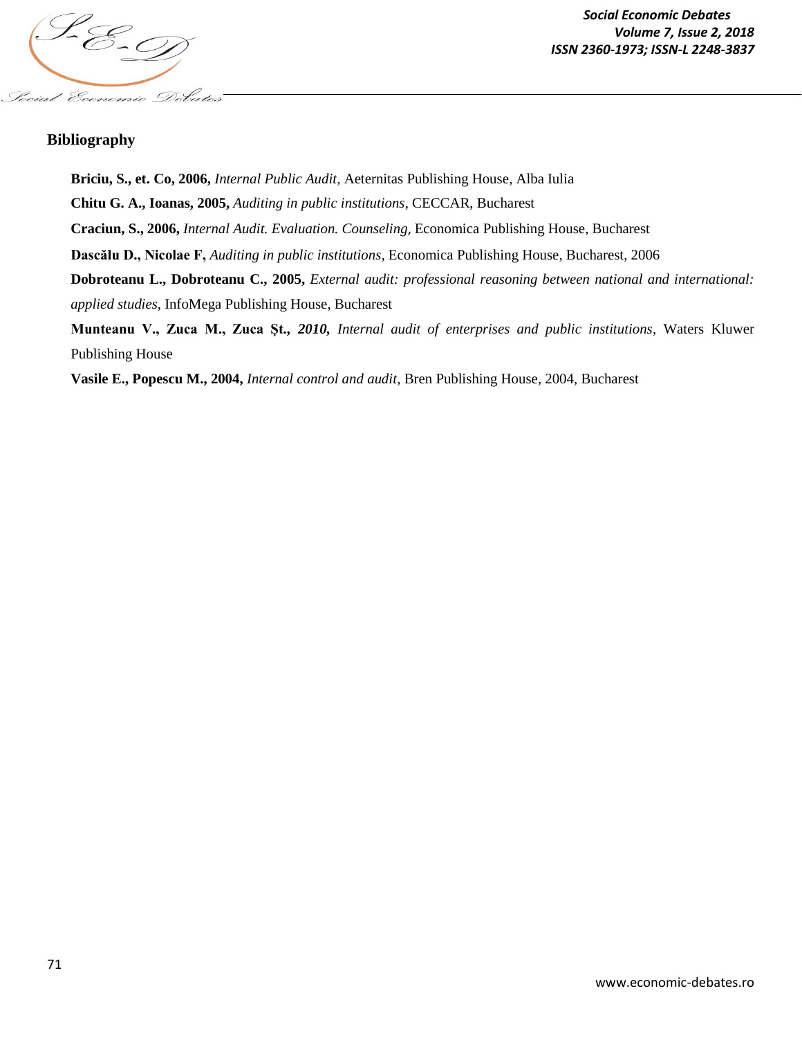## Bibliography

**Briciu, S., et. Co, 2006,** *Internal Public Audit*, Aeternitas Publishing House, Alba Iulia

**Chitu G. A., Ioanas, 2005,** *Auditing in public institutions*, CECCAR, Bucharest

**Craciun, S., 2006,** *Internal Audit. Evaluation. Counseling*, Economica Publishing House, Bucharest

**Dascălu D., Nicolae F,** *Auditing in public institutions*, Economica Publishing House, Bucharest, 2006

**Dobroteanu L., Dobroteanu C., 2005,** *External audit: professional reasoning between national and international: applied studies*, InfoMega Publishing House, Bucharest

**Munteanu V., Zuca M., Zuca Șt.,** ***2010,*** *Internal audit of enterprises and public institutions*, Waters Kluwer Publishing House

**Vasile E., Popescu M., 2004,** *Internal control and audit*, Bren Publishing House, 2004, Bucharest